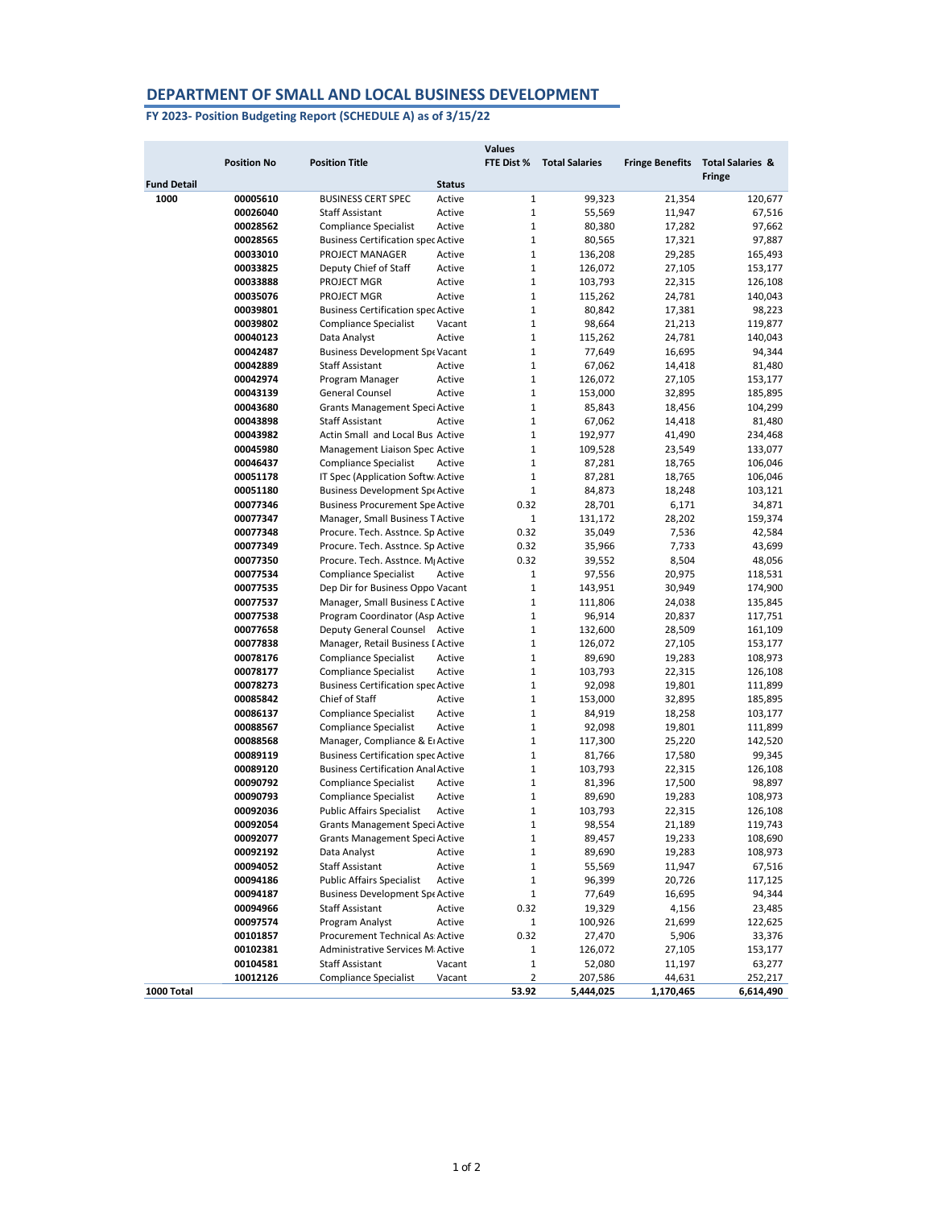# DEPARTMENT OF SMALL AND LOCAL BUSINESS DEVELOPMENT

## FY 2023- Position Budgeting Report (SCHEDULE A) as of 3/15/22

| Fund Detail | Position No | Position Title | Status | Values FTE Dist % | Total Salaries | Fringe Benefits | Total Salaries & Fringe |
|---|---|---|---|---|---|---|---|
| 1000 | 00005610 | BUSINESS CERT SPEC | Active | 1 | 99,323 | 21,354 | 120,677 |
| | 00026040 | Staff Assistant | Active | 1 | 55,569 | 11,947 | 67,516 |
| | 00028562 | Compliance Specialist | Active | 1 | 80,380 | 17,282 | 97,662 |
| | 00028565 | Business Certification spec | Active | 1 | 80,565 | 17,321 | 97,887 |
| | 00033010 | PROJECT MANAGER | Active | 1 | 136,208 | 29,285 | 165,493 |
| | 00033825 | Deputy Chief of Staff | Active | 1 | 126,072 | 27,105 | 153,177 |
| | 00033888 | PROJECT MGR | Active | 1 | 103,793 | 22,315 | 126,108 |
| | 00035076 | PROJECT MGR | Active | 1 | 115,262 | 24,781 | 140,043 |
| | 00039801 | Business Certification spec | Active | 1 | 80,842 | 17,381 | 98,223 |
| | 00039802 | Compliance Specialist | Vacant | 1 | 98,664 | 21,213 | 119,877 |
| | 00040123 | Data Analyst | Active | 1 | 115,262 | 24,781 | 140,043 |
| | 00042487 | Business Development Spe | Vacant | 1 | 77,649 | 16,695 | 94,344 |
| | 00042889 | Staff Assistant | Active | 1 | 67,062 | 14,418 | 81,480 |
| | 00042974 | Program Manager | Active | 1 | 126,072 | 27,105 | 153,177 |
| | 00043139 | General Counsel | Active | 1 | 153,000 | 32,895 | 185,895 |
| | 00043680 | Grants Management Speci | Active | 1 | 85,843 | 18,456 | 104,299 |
| | 00043898 | Staff Assistant | Active | 1 | 67,062 | 14,418 | 81,480 |
| | 00043982 | Actin Small and Local Bus | Active | 1 | 192,977 | 41,490 | 234,468 |
| | 00045980 | Management Liaison Spec | Active | 1 | 109,528 | 23,549 | 133,077 |
| | 00046437 | Compliance Specialist | Active | 1 | 87,281 | 18,765 | 106,046 |
| | 00051178 | IT Spec (Application Softw | Active | 1 | 87,281 | 18,765 | 106,046 |
| | 00051180 | Business Development Spe | Active | 1 | 84,873 | 18,248 | 103,121 |
| | 00077346 | Business Procurement Spe | Active | 0.32 | 28,701 | 6,171 | 34,871 |
| | 00077347 | Manager, Small Business T | Active | 1 | 131,172 | 28,202 | 159,374 |
| | 00077348 | Procure. Tech. Asstnce. Sp | Active | 0.32 | 35,049 | 7,536 | 42,584 |
| | 00077349 | Procure. Tech. Asstnce. Sp | Active | 0.32 | 35,966 | 7,733 | 43,699 |
| | 00077350 | Procure. Tech. Asstnce. M | Active | 0.32 | 39,552 | 8,504 | 48,056 |
| | 00077534 | Compliance Specialist | Active | 1 | 97,556 | 20,975 | 118,531 |
| | 00077535 | Dep Dir for Business Oppo | Vacant | 1 | 143,951 | 30,949 | 174,900 |
| | 00077537 | Manager, Small Business D | Active | 1 | 111,806 | 24,038 | 135,845 |
| | 00077538 | Program Coordinator (Asp | Active | 1 | 96,914 | 20,837 | 117,751 |
| | 00077658 | Deputy General Counsel | Active | 1 | 132,600 | 28,509 | 161,109 |
| | 00077838 | Manager, Retail Business D | Active | 1 | 126,072 | 27,105 | 153,177 |
| | 00078176 | Compliance Specialist | Active | 1 | 89,690 | 19,283 | 108,973 |
| | 00078177 | Compliance Specialist | Active | 1 | 103,793 | 22,315 | 126,108 |
| | 00078273 | Business Certification spec | Active | 1 | 92,098 | 19,801 | 111,899 |
| | 00085842 | Chief of Staff | Active | 1 | 153,000 | 32,895 | 185,895 |
| | 00086137 | Compliance Specialist | Active | 1 | 84,919 | 18,258 | 103,177 |
| | 00088567 | Compliance Specialist | Active | 1 | 92,098 | 19,801 | 111,899 |
| | 00088568 | Manager, Compliance & En | Active | 1 | 117,300 | 25,220 | 142,520 |
| | 00089119 | Business Certification spec | Active | 1 | 81,766 | 17,580 | 99,345 |
| | 00089120 | Business Certification Anal | Active | 1 | 103,793 | 22,315 | 126,108 |
| | 00090792 | Compliance Specialist | Active | 1 | 81,396 | 17,500 | 98,897 |
| | 00090793 | Compliance Specialist | Active | 1 | 89,690 | 19,283 | 108,973 |
| | 00092036 | Public Affairs Specialist | Active | 1 | 103,793 | 22,315 | 126,108 |
| | 00092054 | Grants Management Speci | Active | 1 | 98,554 | 21,189 | 119,743 |
| | 00092077 | Grants Management Speci | Active | 1 | 89,457 | 19,233 | 108,690 |
| | 00092192 | Data Analyst | Active | 1 | 89,690 | 19,283 | 108,973 |
| | 00094052 | Staff Assistant | Active | 1 | 55,569 | 11,947 | 67,516 |
| | 00094186 | Public Affairs Specialist | Active | 1 | 96,399 | 20,726 | 117,125 |
| | 00094187 | Business Development Spe | Active | 1 | 77,649 | 16,695 | 94,344 |
| | 00094966 | Staff Assistant | Active | 0.32 | 19,329 | 4,156 | 23,485 |
| | 00097574 | Program Analyst | Active | 1 | 100,926 | 21,699 | 122,625 |
| | 00101857 | Procurement Technical As | Active | 0.32 | 27,470 | 5,906 | 33,376 |
| | 00102381 | Administrative Services M | Active | 1 | 126,072 | 27,105 | 153,177 |
| | 00104581 | Staff Assistant | Vacant | 1 | 52,080 | 11,197 | 63,277 |
| | 10012126 | Compliance Specialist | Vacant | 2 | 207,586 | 44,631 | 252,217 |
| **1000 Total** | | | | **53.92** | **5,444,025** | **1,170,465** | **6,614,490** |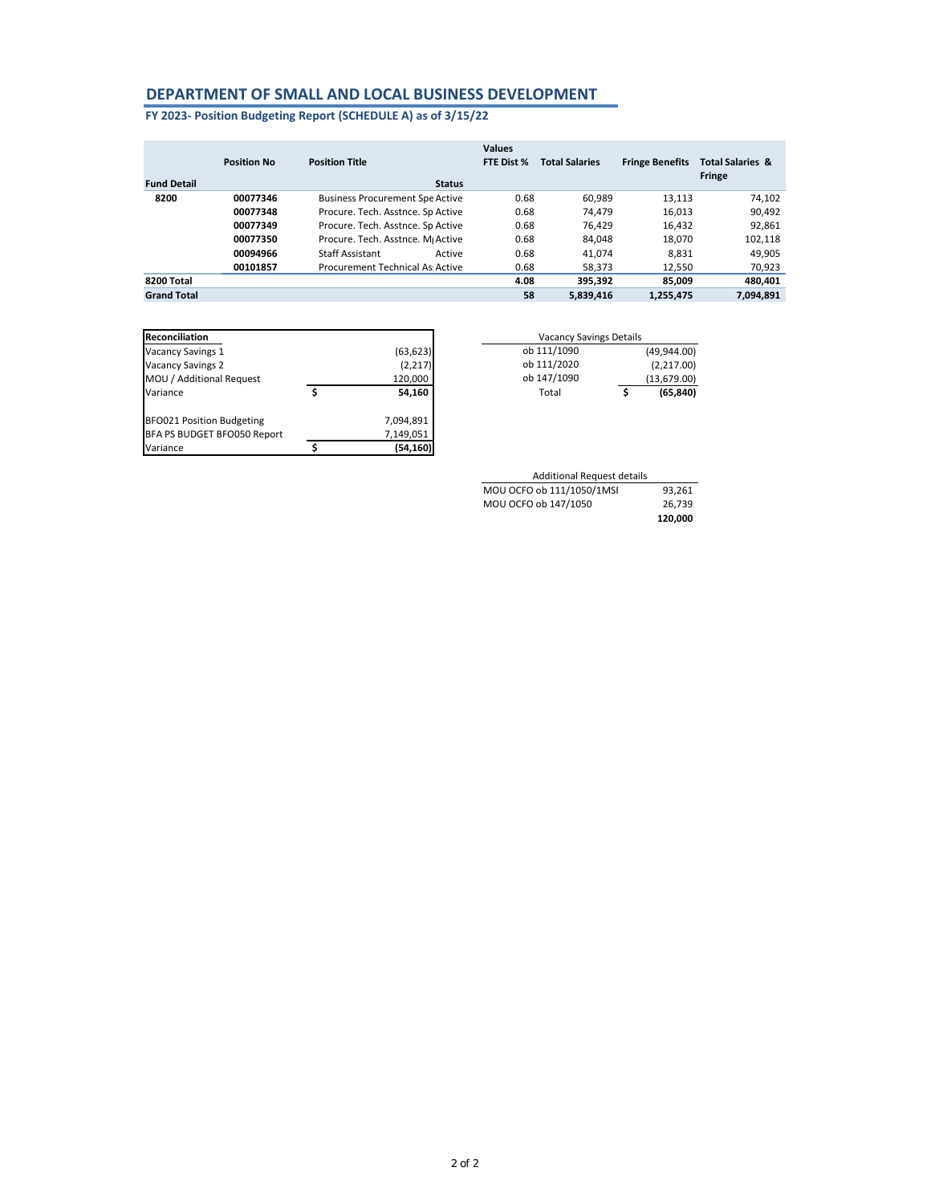# DEPARTMENT OF SMALL AND LOCAL BUSINESS DEVELOPMENT

## FY 2023- Position Budgeting Report (SCHEDULE A) as of 3/15/22

| Fund Detail | Position No | Position Title | Status | Values FTE Dist % | Total Salaries | Fringe Benefits | Total Salaries & Fringe |
|---|---|---|---|---|---|---|---|
| 8200 | 00077346 | Business Procurement Spe | Active | 0.68 | 60,989 | 13,113 | 74,102 |
| | 00077348 | Procure. Tech. Asstnce. Sp | Active | 0.68 | 74,479 | 16,013 | 90,492 |
| | 00077349 | Procure. Tech. Asstnce. Sp | Active | 0.68 | 76,429 | 16,432 | 92,861 |
| | 00077350 | Procure. Tech. Asstnce. M | Active | 0.68 | 84,048 | 18,070 | 102,118 |
| | 00094966 | Staff Assistant | Active | 0.68 | 41,074 | 8,831 | 49,905 |
| | 00101857 | Procurement Technical As | Active | 0.68 | 58,373 | 12,550 | 70,923 |
| **8200 Total** | | | | **4.08** | **395,392** | **85,009** | **480,401** |
| **Grand Total** | | | | **58** | **5,839,416** | **1,255,475** | **7,094,891** |

| Reconciliation | | |
|---|---|---|
| Vacancy Savings 1 | | (63,623) |
| Vacancy Savings 2 | | (2,217) |
| MOU / Additional Request | | 120,000 |
| Variance | $ | **54,160** |
| | | |
| BFO021 Position Budgeting | | 7,094,891 |
| BFA PS BUDGET BFO050 Report | | 7,149,051 |
| Variance | $ | **(54,160)** |

| Vacancy Savings Details | | |
|---|---|---|
| ob 111/1090 | | (49,944.00) |
| ob 111/2020 | | (2,217.00) |
| ob 147/1090 | | (13,679.00) |
| Total | $ | **(65,840)** |

| Additional Request details | |
|---|---|
| MOU OCFO ob 111/1050/1MSI | 93,261 |
| MOU OCFO ob 147/1050 | 26,739 |
| | **120,000** |